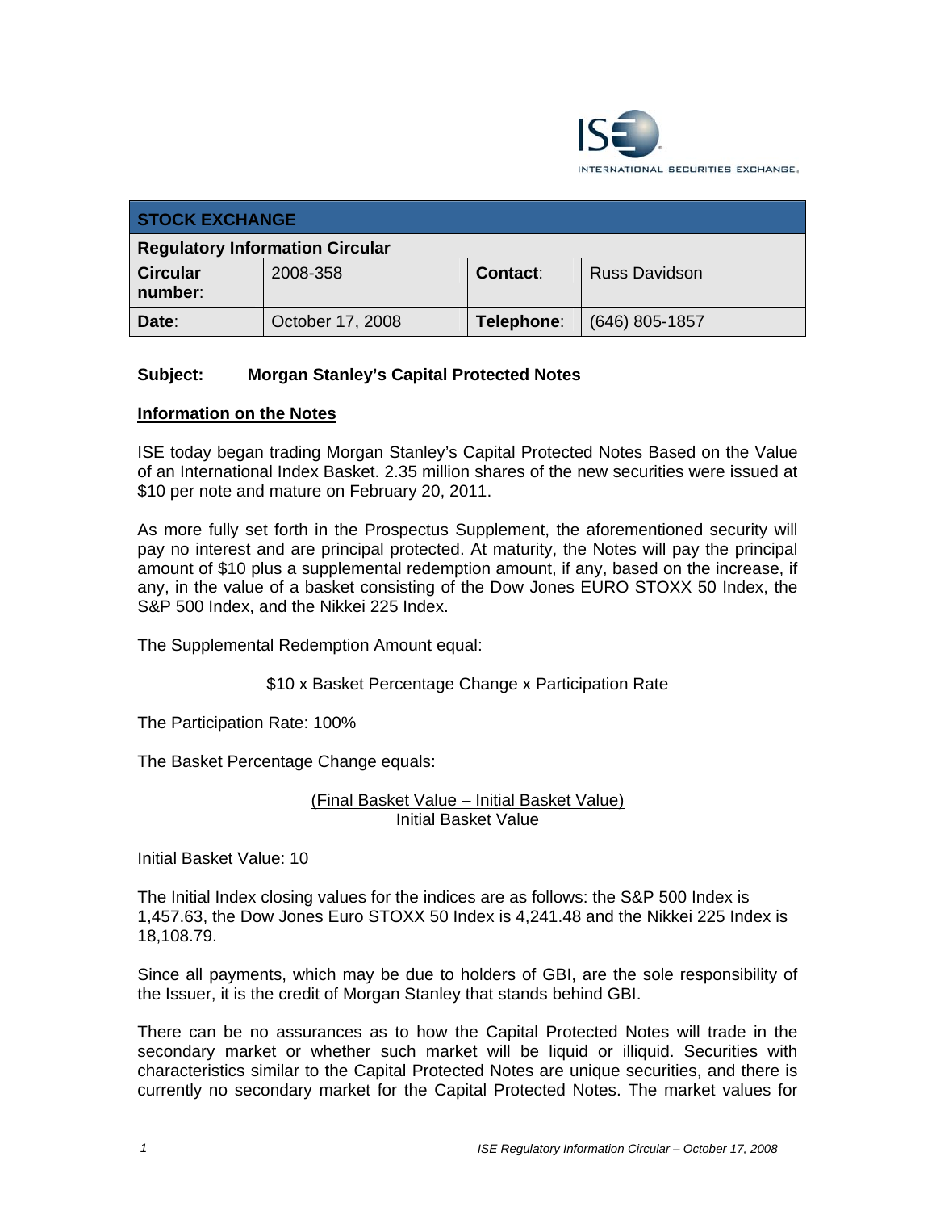ISE
INTERNATIONAL SECURITIES EXCHANGE.

| STOCK EXCHANGE | | | |
|---|---|---|---|
| **Regulatory Information Circular** | | | |
| **Circular number:** | 2008-358 | **Contact:** | Russ Davidson |
| **Date:** | October 17, 2008 | **Telephone:** | (646) 805-1857 |

**Subject: Morgan Stanley's Capital Protected Notes**

**<u>Information on the Notes</u>**

ISE today began trading Morgan Stanley's Capital Protected Notes Based on the Value of an International Index Basket. 2.35 million shares of the new securities were issued at \$10 per note and mature on February 20, 2011.

As more fully set forth in the Prospectus Supplement, the aforementioned security will pay no interest and are principal protected. At maturity, the Notes will pay the principal amount of \$10 plus a supplemental redemption amount, if any, based on the increase, if any, in the value of a basket consisting of the Dow Jones EURO STOXX 50 Index, the S&P 500 Index, and the Nikkei 225 Index.

The Supplemental Redemption Amount equal:

$$\$10 \times \text{Basket Percentage Change} \times \text{Participation Rate}$$

The Participation Rate: 100%

The Basket Percentage Change equals:

$$\frac{(\text{Final Basket Value} - \text{Initial Basket Value})}{\text{Initial Basket Value}}$$

Initial Basket Value: 10

The Initial Index closing values for the indices are as follows: the S&P 500 Index is 1,457.63, the Dow Jones Euro STOXX 50 Index is 4,241.48 and the Nikkei 225 Index is 18,108.79.

Since all payments, which may be due to holders of GBI, are the sole responsibility of the Issuer, it is the credit of Morgan Stanley that stands behind GBI.

There can be no assurances as to how the Capital Protected Notes will trade in the secondary market or whether such market will be liquid or illiquid. Securities with characteristics similar to the Capital Protected Notes are unique securities, and there is currently no secondary market for the Capital Protected Notes. The market values for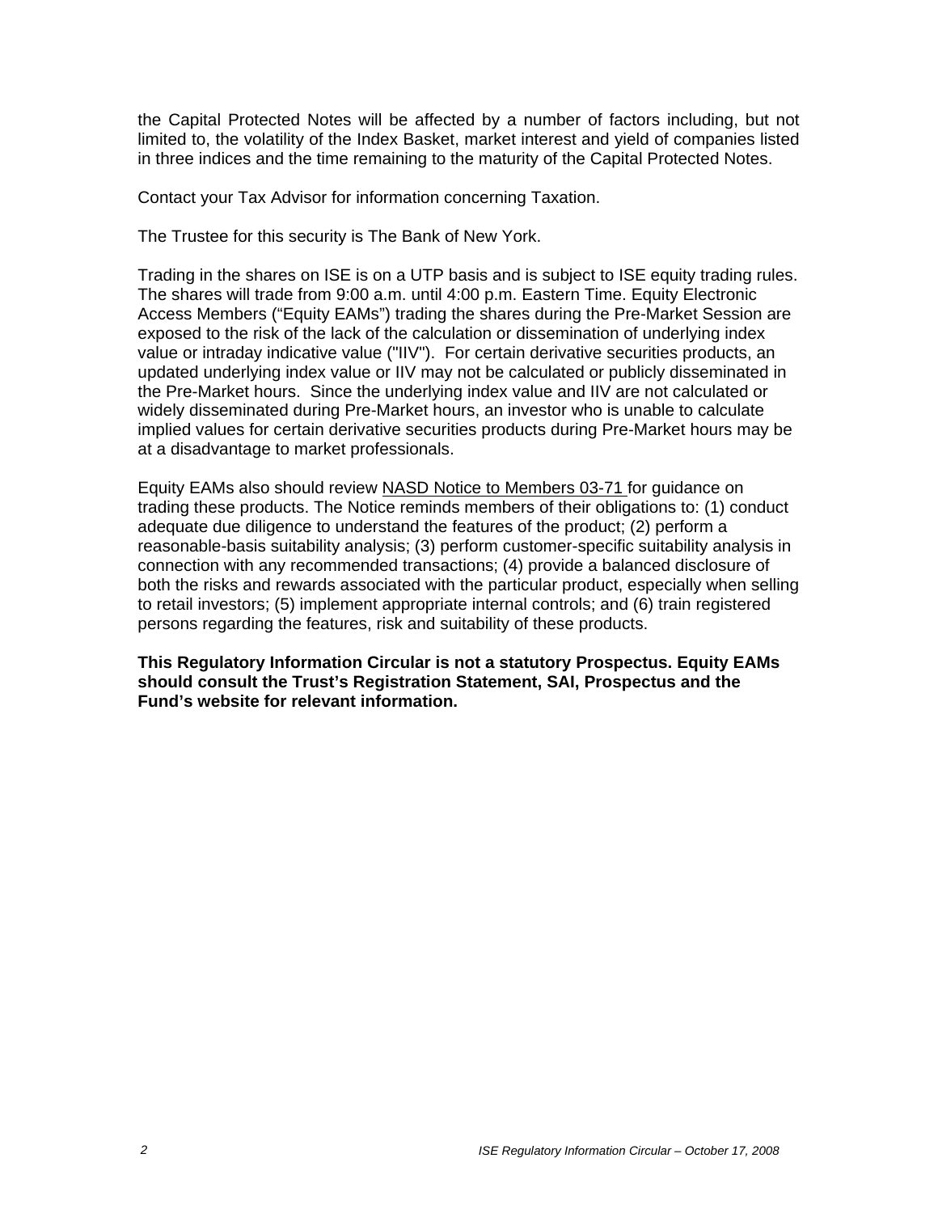the Capital Protected Notes will be affected by a number of factors including, but not limited to, the volatility of the Index Basket, market interest and yield of companies listed in three indices and the time remaining to the maturity of the Capital Protected Notes.

Contact your Tax Advisor for information concerning Taxation.

The Trustee for this security is The Bank of New York.

Trading in the shares on ISE is on a UTP basis and is subject to ISE equity trading rules. The shares will trade from 9:00 a.m. until 4:00 p.m. Eastern Time. Equity Electronic Access Members ("Equity EAMs") trading the shares during the Pre-Market Session are exposed to the risk of the lack of the calculation or dissemination of underlying index value or intraday indicative value ("IIV"). For certain derivative securities products, an updated underlying index value or IIV may not be calculated or publicly disseminated in the Pre-Market hours. Since the underlying index value and IIV are not calculated or widely disseminated during Pre-Market hours, an investor who is unable to calculate implied values for certain derivative securities products during Pre-Market hours may be at a disadvantage to market professionals.

Equity EAMs also should review NASD Notice to Members 03-71 for guidance on trading these products. The Notice reminds members of their obligations to: (1) conduct adequate due diligence to understand the features of the product; (2) perform a reasonable-basis suitability analysis; (3) perform customer-specific suitability analysis in connection with any recommended transactions; (4) provide a balanced disclosure of both the risks and rewards associated with the particular product, especially when selling to retail investors; (5) implement appropriate internal controls; and (6) train registered persons regarding the features, risk and suitability of these products.

**This Regulatory Information Circular is not a statutory Prospectus. Equity EAMs should consult the Trust's Registration Statement, SAI, Prospectus and the Fund's website for relevant information.**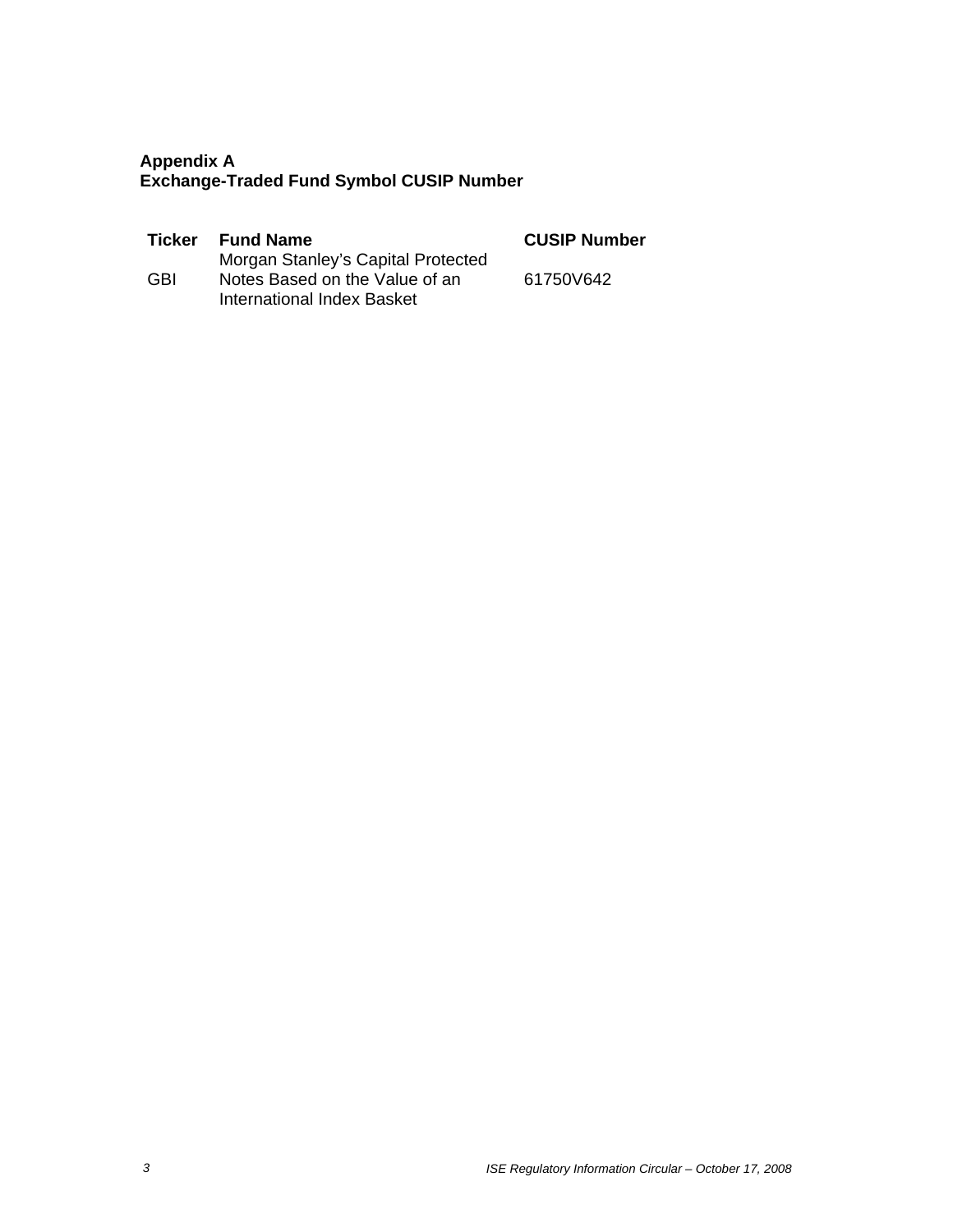**Appendix A**
**Exchange-Traded Fund Symbol CUSIP Number**

| Ticker | Fund Name | CUSIP Number |
|---|---|---|
| GBI | Morgan Stanley's Capital Protected Notes Based on the Value of an International Index Basket | 61750V642 |